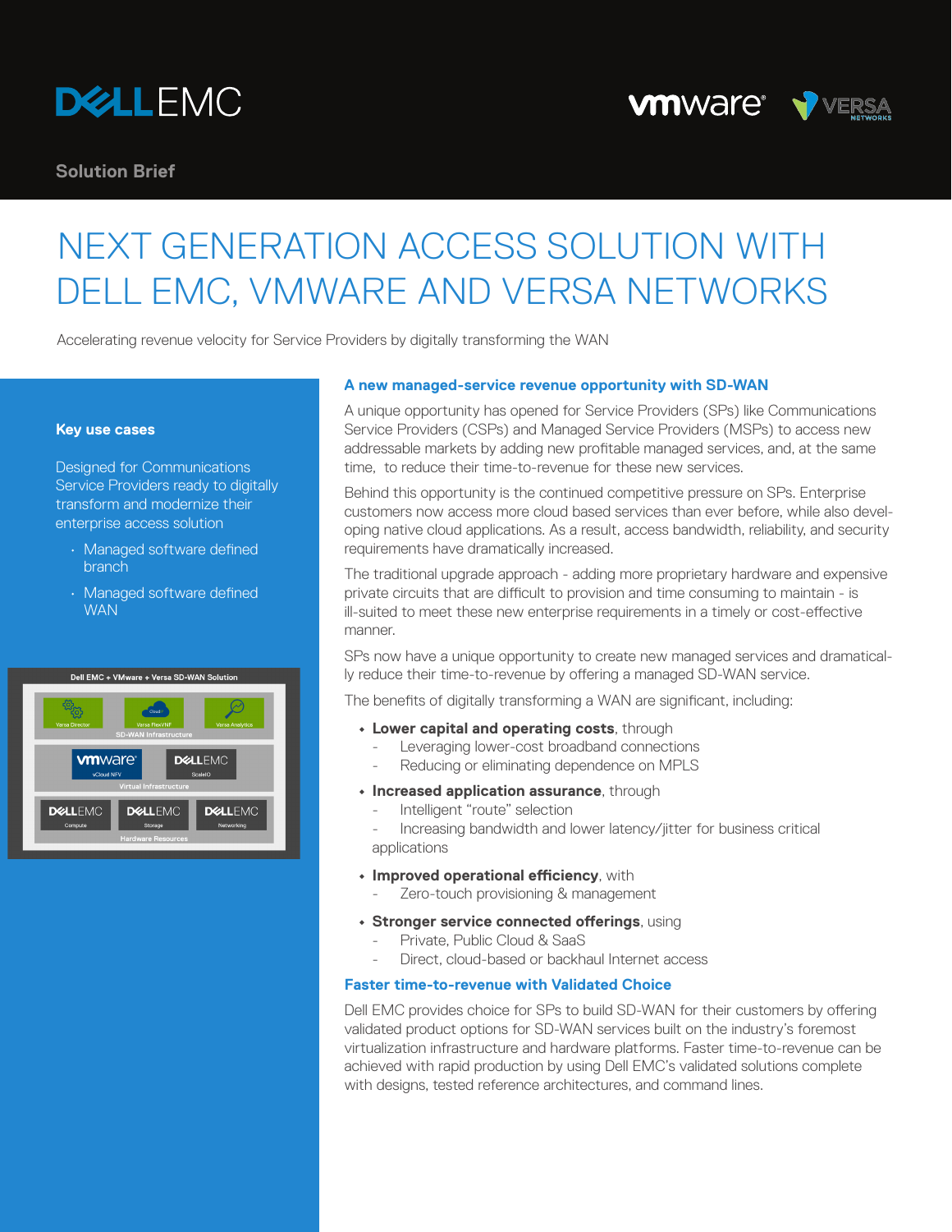Solution Brief

# NEXT GENERATION ACCESS SOLUTION WITH DELL EMC, VMWARE AND VERSA NETWORKS

Accelerating revenue velocity for Service Providers by digitally transforming the WAN

**Key use cases**

Designed for Communications Service Providers ready to digitally transform and modernize their enterprise access solution

- Managed software defined branch
- Managed software defined WAN

Dell EMC + VMware + Versa SD-WAN Solution

| SD-WAN Infrastructure | | |
|---|---|---|
| Versa Director | Versa FlexVNF | Versa Analytics |

| Virtual Infrastructure | |
|---|---|
| VMware vCloud NFV | Dell EMC ScaleIO |

| Hardware Resources | | |
|---|---|---|
| Dell EMC Compute | Dell EMC Storage | Dell EMC Networking |

## A new managed-service revenue opportunity with SD-WAN

A unique opportunity has opened for Service Providers (SPs) like Communications Service Providers (CSPs) and Managed Service Providers (MSPs) to access new addressable markets by adding new profitable managed services, and, at the same time, to reduce their time-to-revenue for these new services.

Behind this opportunity is the continued competitive pressure on SPs. Enterprise customers now access more cloud based services than ever before, while also developing native cloud applications. As a result, access bandwidth, reliability, and security requirements have dramatically increased.

The traditional upgrade approach - adding more proprietary hardware and expensive private circuits that are difficult to provision and time consuming to maintain - is ill-suited to meet these new enterprise requirements in a timely or cost-effective manner.

SPs now have a unique opportunity to create new managed services and dramatically reduce their time-to-revenue by offering a managed SD-WAN service.

The benefits of digitally transforming a WAN are significant, including:

- **Lower capital and operating costs**, through
  - Leveraging lower-cost broadband connections
  - Reducing or eliminating dependence on MPLS
- **Increased application assurance**, through
  - Intelligent "route" selection
  - Increasing bandwidth and lower latency/jitter for business critical applications
- **Improved operational efficiency**, with
  - Zero-touch provisioning & management
- **Stronger service connected offerings**, using
  - Private, Public Cloud & SaaS
  - Direct, cloud-based or backhaul Internet access

## Faster time-to-revenue with Validated Choice

Dell EMC provides choice for SPs to build SD-WAN for their customers by offering validated product options for SD-WAN services built on the industry's foremost virtualization infrastructure and hardware platforms. Faster time-to-revenue can be achieved with rapid production by using Dell EMC's validated solutions complete with designs, tested reference architectures, and command lines.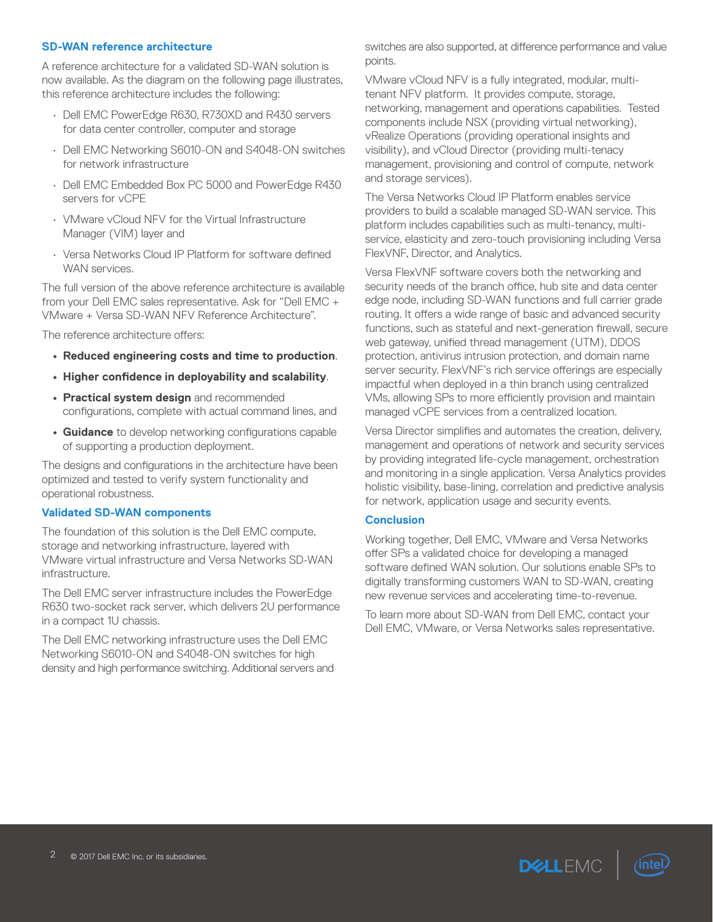## SD-WAN reference architecture

A reference architecture for a validated SD-WAN solution is now available. As the diagram on the following page illustrates, this reference architecture includes the following:

- Dell EMC PowerEdge R630, R730XD and R430 servers for data center controller, computer and storage
- Dell EMC Networking S6010-ON and S4048-ON switches for network infrastructure
- Dell EMC Embedded Box PC 5000 and PowerEdge R430 servers for vCPE
- VMware vCloud NFV for the Virtual Infrastructure Manager (VIM) layer and
- Versa Networks Cloud IP Platform for software defined WAN services.

The full version of the above reference architecture is available from your Dell EMC sales representative. Ask for "Dell EMC + VMware + Versa SD-WAN NFV Reference Architecture".

The reference architecture offers:

- **Reduced engineering costs and time to production**.
- **Higher confidence in deployability and scalability**.
- **Practical system design** and recommended configurations, complete with actual command lines, and
- **Guidance** to develop networking configurations capable of supporting a production deployment.

The designs and configurations in the architecture have been optimized and tested to verify system functionality and operational robustness.

## Validated SD-WAN components

The foundation of this solution is the Dell EMC compute, storage and networking infrastructure, layered with VMware virtual infrastructure and Versa Networks SD-WAN infrastructure.

The Dell EMC server infrastructure includes the PowerEdge R630 two-socket rack server, which delivers 2U performance in a compact 1U chassis.

The Dell EMC networking infrastructure uses the Dell EMC Networking S6010-ON and S4048-ON switches for high density and high performance switching. Additional servers and switches are also supported, at difference performance and value points.

VMware vCloud NFV is a fully integrated, modular, multi-tenant NFV platform. It provides compute, storage, networking, management and operations capabilities. Tested components include NSX (providing virtual networking), vRealize Operations (providing operational insights and visibility), and vCloud Director (providing multi-tenacy management, provisioning and control of compute, network and storage services).

The Versa Networks Cloud IP Platform enables service providers to build a scalable managed SD-WAN service. This platform includes capabilities such as multi-tenancy, multi-service, elasticity and zero-touch provisioning including Versa FlexVNF, Director, and Analytics.

Versa FlexVNF software covers both the networking and security needs of the branch office, hub site and data center edge node, including SD-WAN functions and full carrier grade routing. It offers a wide range of basic and advanced security functions, such as stateful and next-generation firewall, secure web gateway, unified thread management (UTM), DDOS protection, antivirus intrusion protection, and domain name server security. FlexVNF's rich service offerings are especially impactful when deployed in a thin branch using centralized VMs, allowing SPs to more efficiently provision and maintain managed vCPE services from a centralized location.

Versa Director simplifies and automates the creation, delivery, management and operations of network and security services by providing integrated life-cycle management, orchestration and monitoring in a single application. Versa Analytics provides holistic visibility, base-lining, correlation and predictive analysis for network, application usage and security events.

## Conclusion

Working together, Dell EMC, VMware and Versa Networks offer SPs a validated choice for developing a managed software defined WAN solution. Our solutions enable SPs to digitally transforming customers WAN to SD-WAN, creating new revenue services and accelerating time-to-revenue.

To learn more about SD-WAN from Dell EMC, contact your Dell EMC, VMware, or Versa Networks sales representative.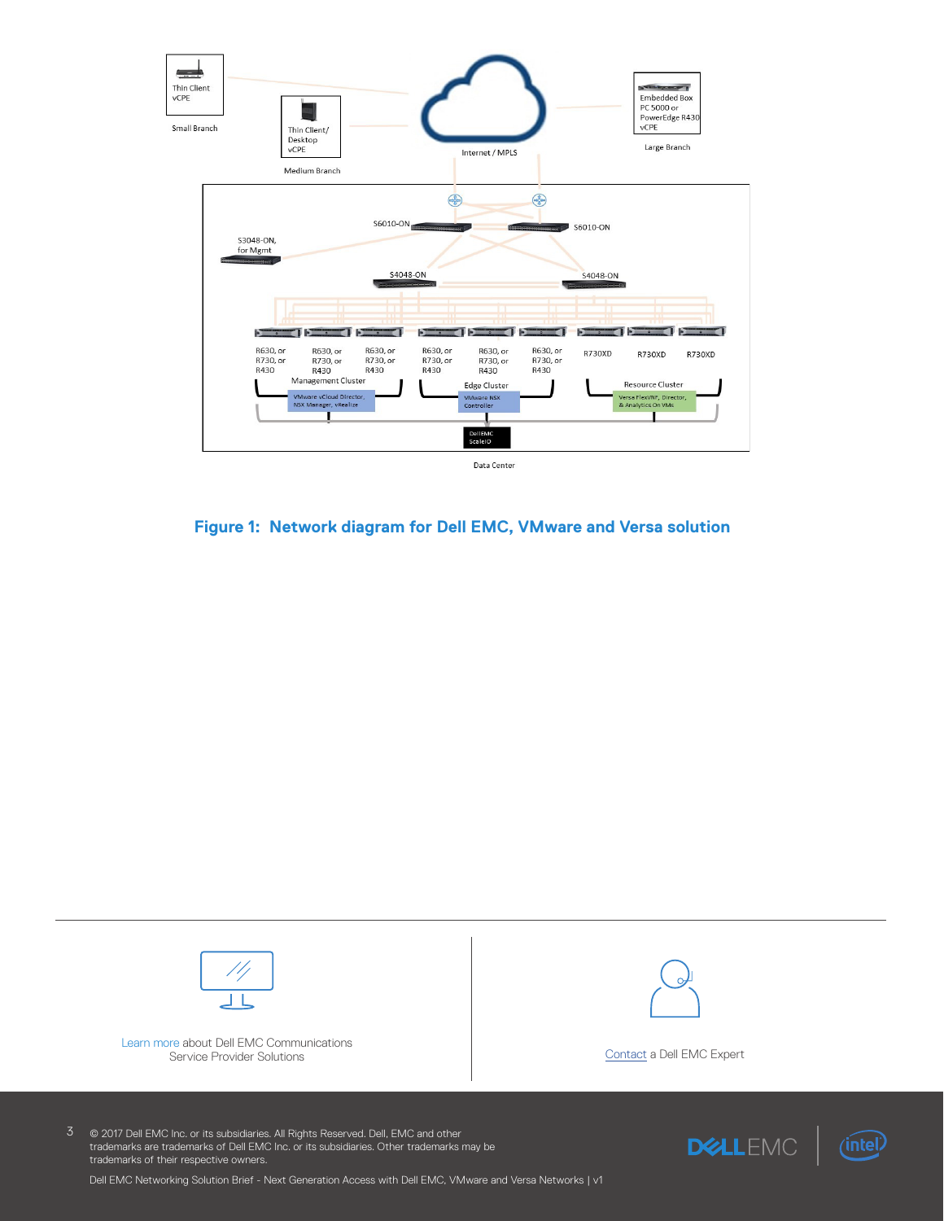Thin Client vCPE

Small Branch

Thin Client/ Desktop vCPE

Medium Branch

Internet / MPLS

Embedded Box PC 5000 or PowerEdge R430 vCPE

Large Branch

S6010-ON

S6010-ON

S3048-ON, for Mgmt

S4048-ON

S4048-ON

R630, or R730, or R430

R630, or R730, or R430

R630, or R730, or R430

R630, or R730, or R430

R630, or R730, or R430

R630, or R730, or R430

R730XD

R730XD

R730XD

Management Cluster

VMware vCloud Director, NSX Manager, vRealize

Edge Cluster

VMware NSX Controller

Resource Cluster

Versa FlexVNF, Director, & Analytics On VMs

Dell EMC ScaleIO

Data Center

**Figure 1: Network diagram for Dell EMC, VMware and Versa solution**

Learn more about Dell EMC Communications Service Provider Solutions

Contact a Dell EMC Expert

© 2017 Dell EMC Inc. or its subsidiaries. All Rights Reserved. Dell, EMC and other trademarks are trademarks of Dell EMC Inc. or its subsidiaries. Other trademarks may be trademarks of their respective owners.

Dell EMC Networking Solution Brief - Next Generation Access with Dell EMC, VMware and Versa Networks | v1